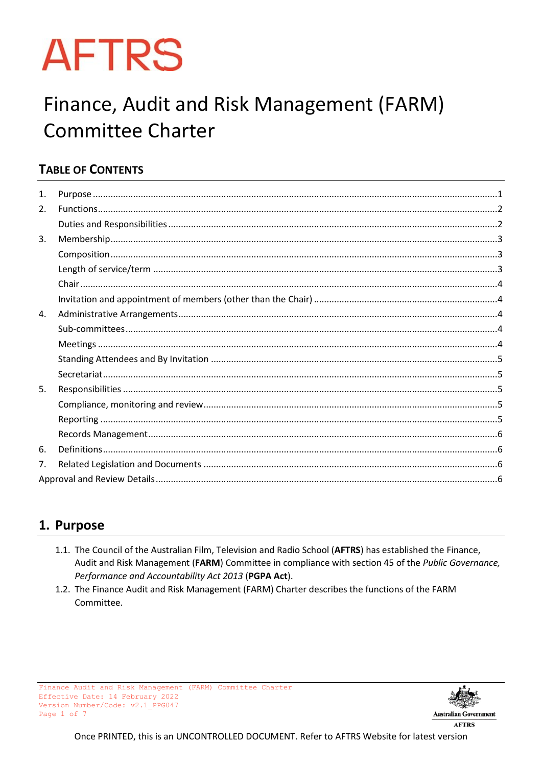AFTRS

# Finance, Audit and Risk Management (FARM) Committee Charter

## Table of Contents

| | | |
|---|---|---|
| 1. | Purpose | 1 |
| 2. | Functions | 2 |
| | Duties and Responsibilities | 2 |
| 3. | Membership | 3 |
| | Composition | 3 |
| | Length of service/term | 3 |
| | Chair | 4 |
| | Invitation and appointment of members (other than the Chair) | 4 |
| 4. | Administrative Arrangements | 4 |
| | Sub-committees | 4 |
| | Meetings | 4 |
| | Standing Attendees and By Invitation | 5 |
| | Secretariat | 5 |
| 5. | Responsibilities | 5 |
| | Compliance, monitoring and review | 5 |
| | Reporting | 5 |
| | Records Management | 6 |
| 6. | Definitions | 6 |
| 7. | Related Legislation and Documents | 6 |
| Approval and Review Details | | 6 |

## 1. Purpose

1.1. The Council of the Australian Film, Television and Radio School (**AFTRS**) has established the Finance, Audit and Risk Management (**FARM**) Committee in compliance with section 45 of the *Public Governance, Performance and Accountability Act 2013* (**PGPA Act**).

1.2. The Finance Audit and Risk Management (FARM) Charter describes the functions of the FARM Committee.

Once PRINTED, this is an UNCONTROLLED DOCUMENT. Refer to AFTRS Website for latest version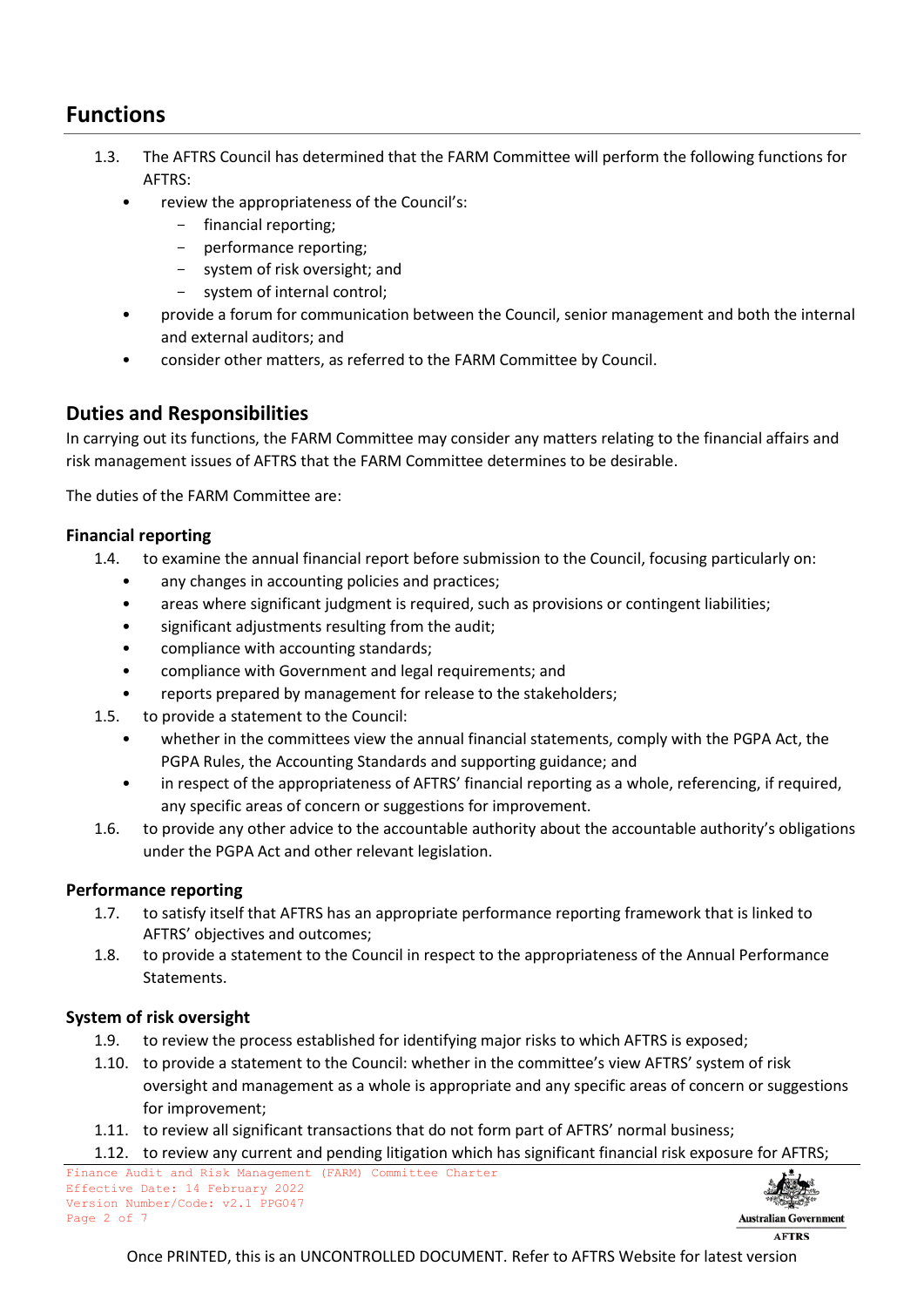## Functions

1.3. The AFTRS Council has determined that the FARM Committee will perform the following functions for AFTRS:

- review the appropriateness of the Council's:
  - financial reporting;
  - performance reporting;
  - system of risk oversight; and
  - system of internal control;
- provide a forum for communication between the Council, senior management and both the internal and external auditors; and
- consider other matters, as referred to the FARM Committee by Council.

## Duties and Responsibilities

In carrying out its functions, the FARM Committee may consider any matters relating to the financial affairs and risk management issues of AFTRS that the FARM Committee determines to be desirable.

The duties of the FARM Committee are:

### Financial reporting

1.4. to examine the annual financial report before submission to the Council, focusing particularly on:

- any changes in accounting policies and practices;
- areas where significant judgment is required, such as provisions or contingent liabilities;
- significant adjustments resulting from the audit;
- compliance with accounting standards;
- compliance with Government and legal requirements; and
- reports prepared by management for release to the stakeholders;

1.5. to provide a statement to the Council:

- whether in the committees view the annual financial statements, comply with the PGPA Act, the PGPA Rules, the Accounting Standards and supporting guidance; and
- in respect of the appropriateness of AFTRS' financial reporting as a whole, referencing, if required, any specific areas of concern or suggestions for improvement.

1.6. to provide any other advice to the accountable authority about the accountable authority's obligations under the PGPA Act and other relevant legislation.

### Performance reporting

1.7. to satisfy itself that AFTRS has an appropriate performance reporting framework that is linked to AFTRS' objectives and outcomes;

1.8. to provide a statement to the Council in respect to the appropriateness of the Annual Performance Statements.

### System of risk oversight

1.9. to review the process established for identifying major risks to which AFTRS is exposed;

1.10. to provide a statement to the Council: whether in the committee's view AFTRS' system of risk oversight and management as a whole is appropriate and any specific areas of concern or suggestions for improvement;

1.11. to review all significant transactions that do not form part of AFTRS' normal business;

1.12. to review any current and pending litigation which has significant financial risk exposure for AFTRS;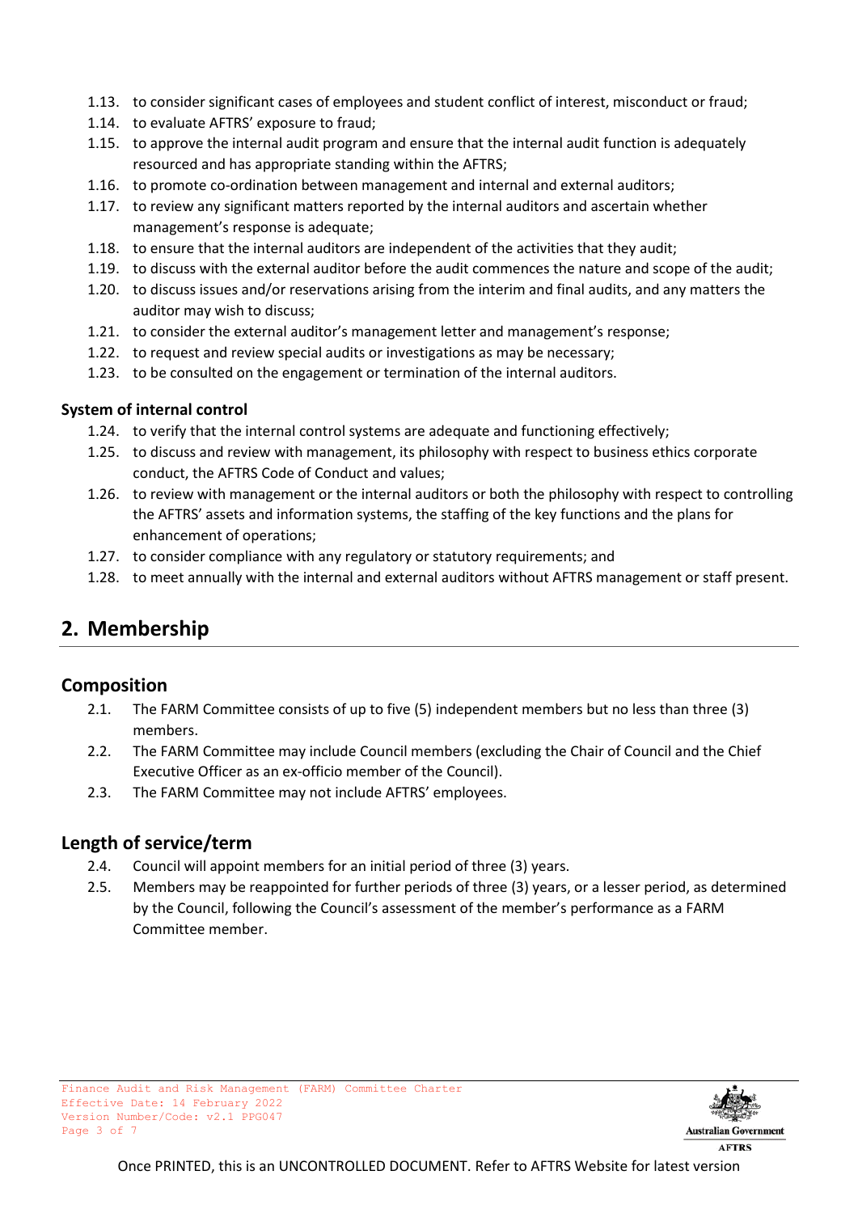1.13. to consider significant cases of employees and student conflict of interest, misconduct or fraud;

1.14. to evaluate AFTRS' exposure to fraud;

1.15. to approve the internal audit program and ensure that the internal audit function is adequately resourced and has appropriate standing within the AFTRS;

1.16. to promote co-ordination between management and internal and external auditors;

1.17. to review any significant matters reported by the internal auditors and ascertain whether management's response is adequate;

1.18. to ensure that the internal auditors are independent of the activities that they audit;

1.19. to discuss with the external auditor before the audit commences the nature and scope of the audit;

1.20. to discuss issues and/or reservations arising from the interim and final audits, and any matters the auditor may wish to discuss;

1.21. to consider the external auditor's management letter and management's response;

1.22. to request and review special audits or investigations as may be necessary;

1.23. to be consulted on the engagement or termination of the internal auditors.

**System of internal control**

1.24. to verify that the internal control systems are adequate and functioning effectively;

1.25. to discuss and review with management, its philosophy with respect to business ethics corporate conduct, the AFTRS Code of Conduct and values;

1.26. to review with management or the internal auditors or both the philosophy with respect to controlling the AFTRS' assets and information systems, the staffing of the key functions and the plans for enhancement of operations;

1.27. to consider compliance with any regulatory or statutory requirements; and

1.28. to meet annually with the internal and external auditors without AFTRS management or staff present.

## 2. Membership

### Composition

2.1. The FARM Committee consists of up to five (5) independent members but no less than three (3) members.

2.2. The FARM Committee may include Council members (excluding the Chair of Council and the Chief Executive Officer as an ex-officio member of the Council).

2.3. The FARM Committee may not include AFTRS' employees.

### Length of service/term

2.4. Council will appoint members for an initial period of three (3) years.

2.5. Members may be reappointed for further periods of three (3) years, or a lesser period, as determined by the Council, following the Council's assessment of the member's performance as a FARM Committee member.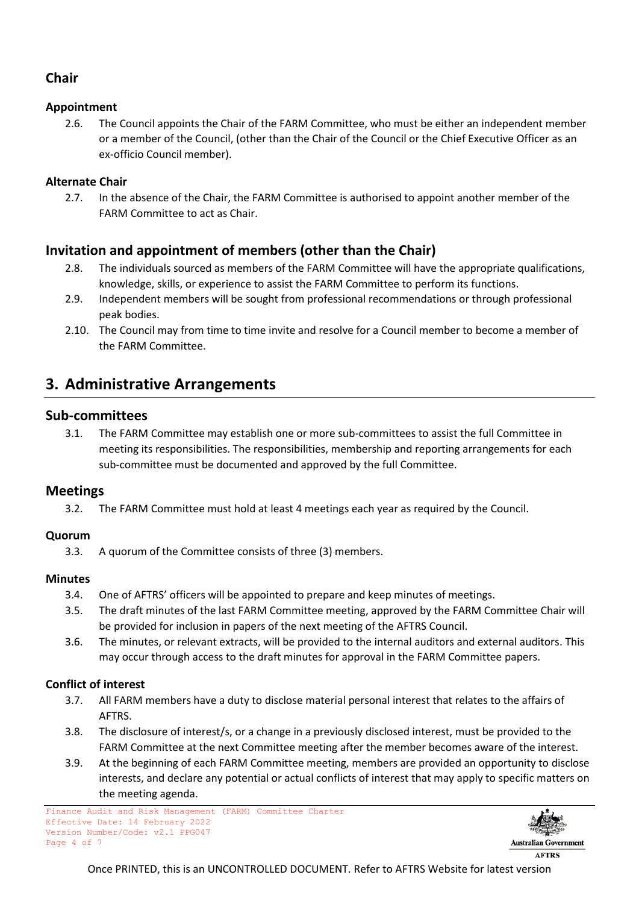### Chair

#### Appointment

2.6. The Council appoints the Chair of the FARM Committee, who must be either an independent member or a member of the Council, (other than the Chair of the Council or the Chief Executive Officer as an ex-officio Council member).

#### Alternate Chair

2.7. In the absence of the Chair, the FARM Committee is authorised to appoint another member of the FARM Committee to act as Chair.

### Invitation and appointment of members (other than the Chair)

2.8. The individuals sourced as members of the FARM Committee will have the appropriate qualifications, knowledge, skills, or experience to assist the FARM Committee to perform its functions.

2.9. Independent members will be sought from professional recommendations or through professional peak bodies.

2.10. The Council may from time to time invite and resolve for a Council member to become a member of the FARM Committee.

## 3. Administrative Arrangements

### Sub-committees

3.1. The FARM Committee may establish one or more sub-committees to assist the full Committee in meeting its responsibilities. The responsibilities, membership and reporting arrangements for each sub-committee must be documented and approved by the full Committee.

### Meetings

3.2. The FARM Committee must hold at least 4 meetings each year as required by the Council.

#### Quorum

3.3. A quorum of the Committee consists of three (3) members.

#### Minutes

3.4. One of AFTRS' officers will be appointed to prepare and keep minutes of meetings.

3.5. The draft minutes of the last FARM Committee meeting, approved by the FARM Committee Chair will be provided for inclusion in papers of the next meeting of the AFTRS Council.

3.6. The minutes, or relevant extracts, will be provided to the internal auditors and external auditors. This may occur through access to the draft minutes for approval in the FARM Committee papers.

#### Conflict of interest

3.7. All FARM members have a duty to disclose material personal interest that relates to the affairs of AFTRS.

3.8. The disclosure of interest/s, or a change in a previously disclosed interest, must be provided to the FARM Committee at the next Committee meeting after the member becomes aware of the interest.

3.9. At the beginning of each FARM Committee meeting, members are provided an opportunity to disclose interests, and declare any potential or actual conflicts of interest that may apply to specific matters on the meeting agenda.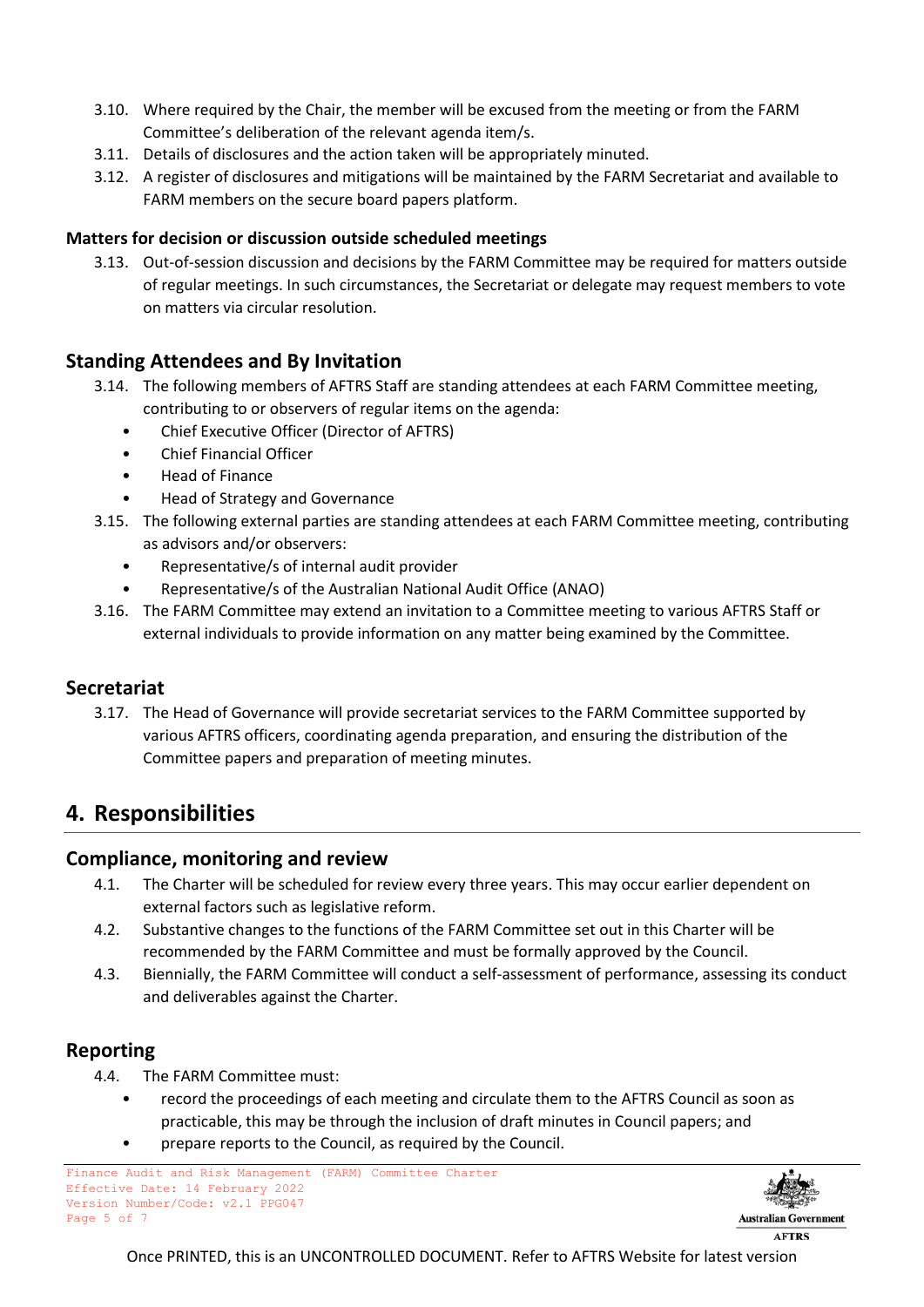3.10. Where required by the Chair, the member will be excused from the meeting or from the FARM Committee's deliberation of the relevant agenda item/s.

3.11. Details of disclosures and the action taken will be appropriately minuted.

3.12. A register of disclosures and mitigations will be maintained by the FARM Secretariat and available to FARM members on the secure board papers platform.

### Matters for decision or discussion outside scheduled meetings

3.13. Out-of-session discussion and decisions by the FARM Committee may be required for matters outside of regular meetings. In such circumstances, the Secretariat or delegate may request members to vote on matters via circular resolution.

## Standing Attendees and By Invitation

3.14. The following members of AFTRS Staff are standing attendees at each FARM Committee meeting, contributing to or observers of regular items on the agenda:

- Chief Executive Officer (Director of AFTRS)
- Chief Financial Officer
- Head of Finance
- Head of Strategy and Governance

3.15. The following external parties are standing attendees at each FARM Committee meeting, contributing as advisors and/or observers:

- Representative/s of internal audit provider
- Representative/s of the Australian National Audit Office (ANAO)

3.16. The FARM Committee may extend an invitation to a Committee meeting to various AFTRS Staff or external individuals to provide information on any matter being examined by the Committee.

## Secretariat

3.17. The Head of Governance will provide secretariat services to the FARM Committee supported by various AFTRS officers, coordinating agenda preparation, and ensuring the distribution of the Committee papers and preparation of meeting minutes.

# 4. Responsibilities

## Compliance, monitoring and review

4.1. The Charter will be scheduled for review every three years. This may occur earlier dependent on external factors such as legislative reform.

4.2. Substantive changes to the functions of the FARM Committee set out in this Charter will be recommended by the FARM Committee and must be formally approved by the Council.

4.3. Biennially, the FARM Committee will conduct a self-assessment of performance, assessing its conduct and deliverables against the Charter.

## Reporting

4.4. The FARM Committee must:

- record the proceedings of each meeting and circulate them to the AFTRS Council as soon as practicable, this may be through the inclusion of draft minutes in Council papers; and
- prepare reports to the Council, as required by the Council.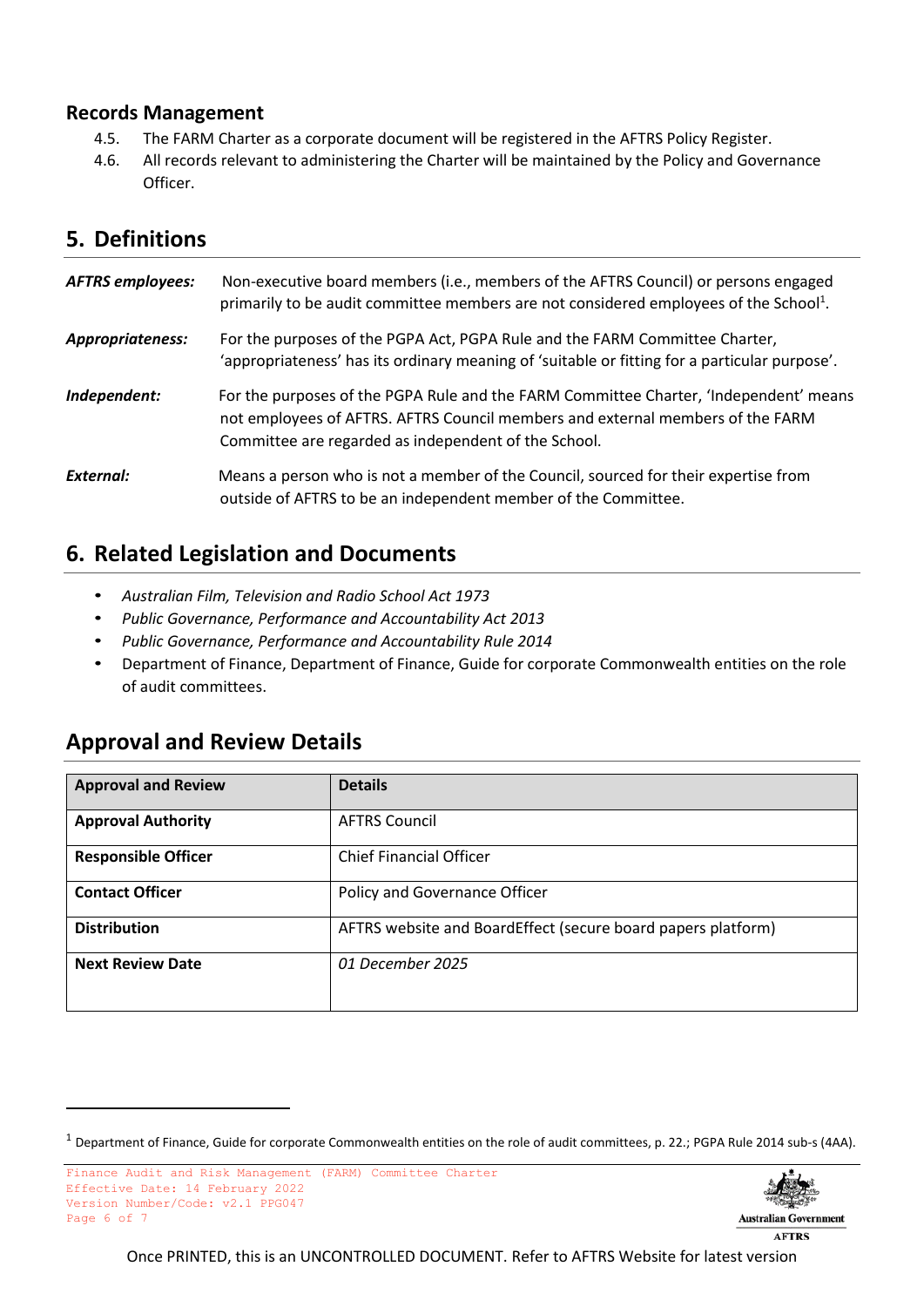## Records Management

4.5. The FARM Charter as a corporate document will be registered in the AFTRS Policy Register.

4.6. All records relevant to administering the Charter will be maintained by the Policy and Governance Officer.

## 5. Definitions

***AFTRS employees:*** Non-executive board members (i.e., members of the AFTRS Council) or persons engaged primarily to be audit committee members are not considered employees of the School[1].

***Appropriateness:*** For the purposes of the PGPA Act, PGPA Rule and the FARM Committee Charter, 'appropriateness' has its ordinary meaning of 'suitable or fitting for a particular purpose'.

***Independent:*** For the purposes of the PGPA Rule and the FARM Committee Charter, 'Independent' means not employees of AFTRS. AFTRS Council members and external members of the FARM Committee are regarded as independent of the School.

***External:*** Means a person who is not a member of the Council, sourced for their expertise from outside of AFTRS to be an independent member of the Committee.

## 6. Related Legislation and Documents

- *Australian Film, Television and Radio School Act 1973*
- *Public Governance, Performance and Accountability Act 2013*
- *Public Governance, Performance and Accountability Rule 2014*
- Department of Finance, Department of Finance, Guide for corporate Commonwealth entities on the role of audit committees.

## Approval and Review Details

| Approval and Review | Details |
|---|---|
| **Approval Authority** | AFTRS Council |
| **Responsible Officer** | Chief Financial Officer |
| **Contact Officer** | Policy and Governance Officer |
| **Distribution** | AFTRS website and BoardEffect (secure board papers platform) |
| **Next Review Date** | *01 December 2025* |

[1] Department of Finance, Guide for corporate Commonwealth entities on the role of audit committees, p. 22.; PGPA Rule 2014 sub-s (4AA).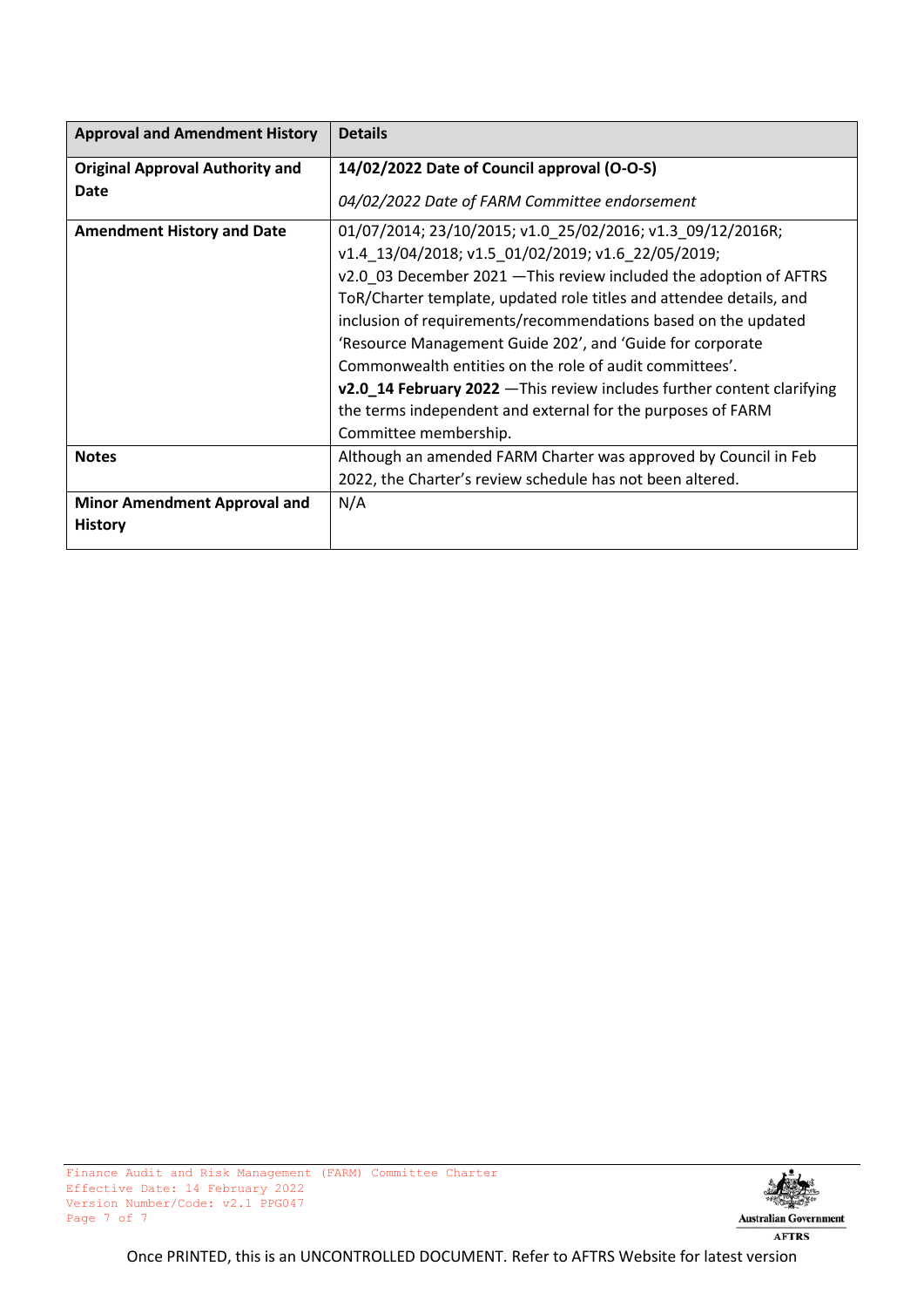| Approval and Amendment History | Details |
|---|---|
| **Original Approval Authority and Date** | **14/02/2022 Date of Council approval (O-O-S)**<br>*04/02/2022 Date of FARM Committee endorsement* |
| **Amendment History and Date** | 01/07/2014; 23/10/2015; v1.0_25/02/2016; v1.3_09/12/2016R; v1.4_13/04/2018; v1.5_01/02/2019; v1.6_22/05/2019; v2.0_03 December 2021 —This review included the adoption of AFTRS ToR/Charter template, updated role titles and attendee details, and inclusion of requirements/recommendations based on the updated 'Resource Management Guide 202', and 'Guide for corporate Commonwealth entities on the role of audit committees'.<br>**v2.0_14 February 2022** —This review includes further content clarifying the terms independent and external for the purposes of FARM Committee membership. |
| **Notes** | Although an amended FARM Charter was approved by Council in Feb 2022, the Charter's review schedule has not been altered. |
| **Minor Amendment Approval and History** | N/A |